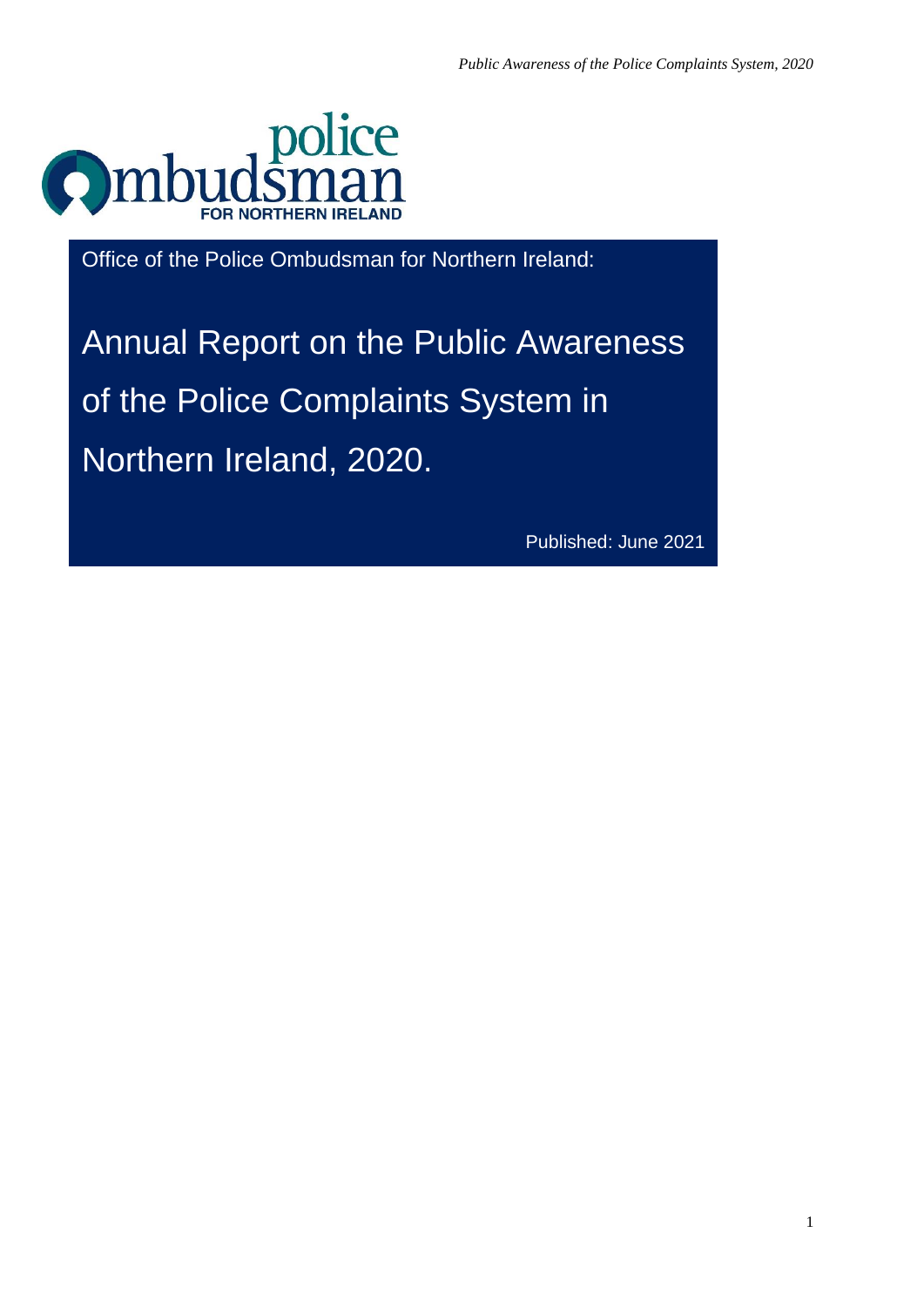Office of the Police Ombudsman for Northern Ireland:

# Annual Report on the Public Awareness of the Police Complaints System in Northern Ireland, 2020.

Published: June 2021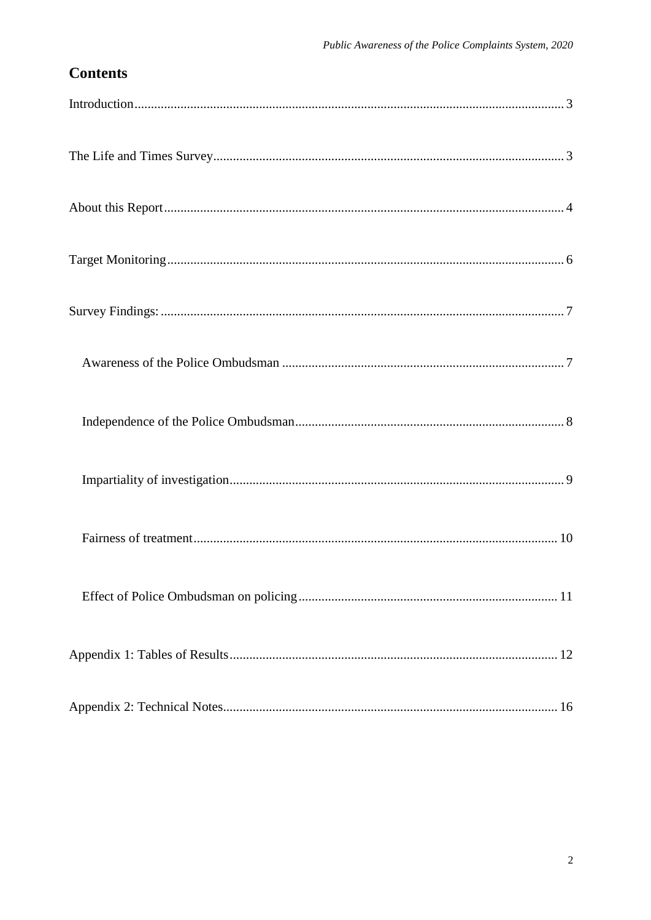## Contents

Introduction .......... 3

The Life and Times Survey .......... 3

About this Report .......... 4

Target Monitoring .......... 6

Survey Findings: .......... 7

- Awareness of the Police Ombudsman .......... 7
- Independence of the Police Ombudsman .......... 8
- Impartiality of investigation .......... 9
- Fairness of treatment .......... 10
- Effect of Police Ombudsman on policing .......... 11

Appendix 1: Tables of Results .......... 12

Appendix 2: Technical Notes .......... 16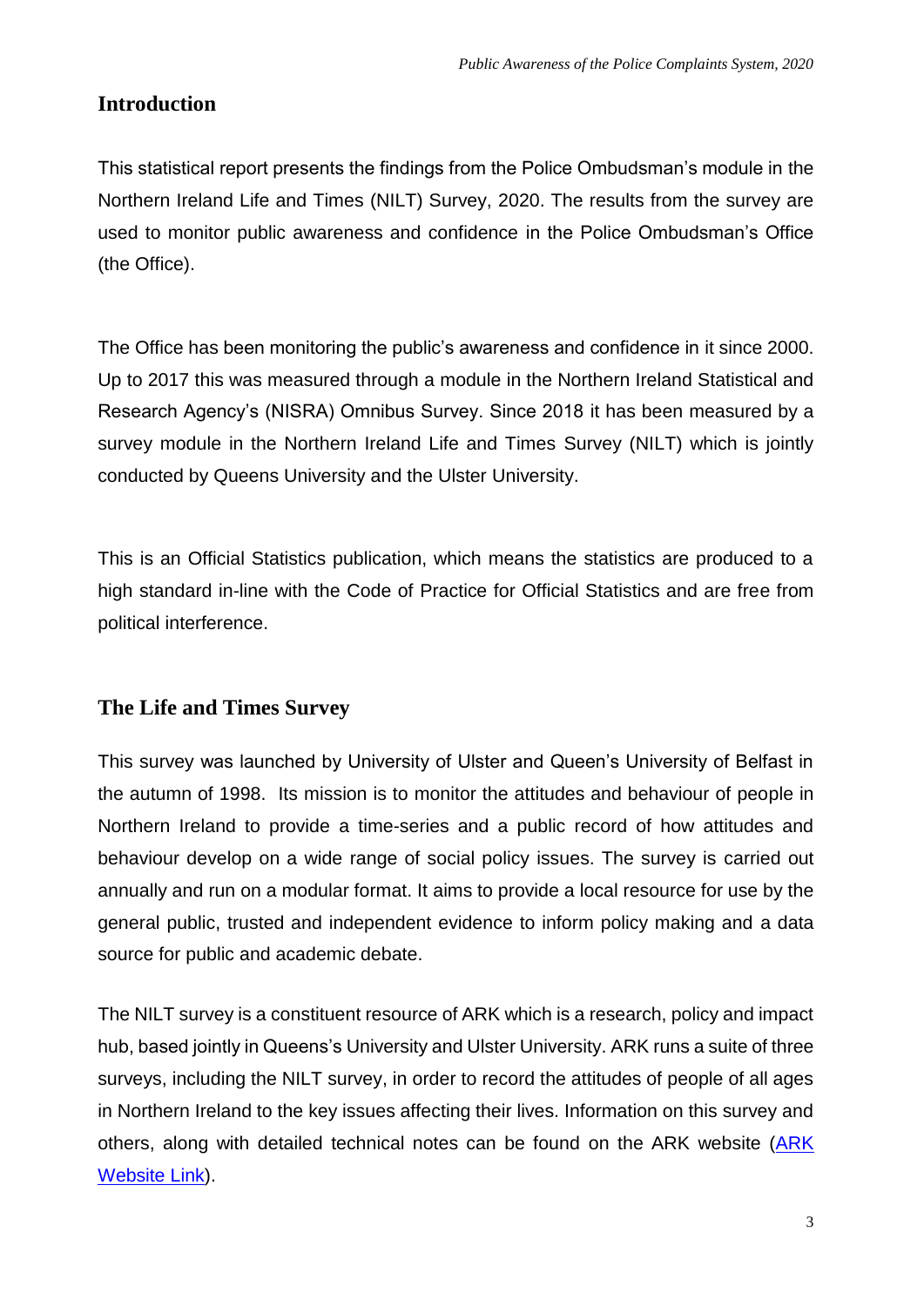## Introduction

This statistical report presents the findings from the Police Ombudsman's module in the Northern Ireland Life and Times (NILT) Survey, 2020. The results from the survey are used to monitor public awareness and confidence in the Police Ombudsman's Office (the Office).

The Office has been monitoring the public's awareness and confidence in it since 2000. Up to 2017 this was measured through a module in the Northern Ireland Statistical and Research Agency's (NISRA) Omnibus Survey. Since 2018 it has been measured by a survey module in the Northern Ireland Life and Times Survey (NILT) which is jointly conducted by Queens University and the Ulster University.

This is an Official Statistics publication, which means the statistics are produced to a high standard in-line with the Code of Practice for Official Statistics and are free from political interference.

## The Life and Times Survey

This survey was launched by University of Ulster and Queen's University of Belfast in the autumn of 1998. Its mission is to monitor the attitudes and behaviour of people in Northern Ireland to provide a time-series and a public record of how attitudes and behaviour develop on a wide range of social policy issues. The survey is carried out annually and run on a modular format. It aims to provide a local resource for use by the general public, trusted and independent evidence to inform policy making and a data source for public and academic debate.

The NILT survey is a constituent resource of ARK which is a research, policy and impact hub, based jointly in Queens's University and Ulster University. ARK runs a suite of three surveys, including the NILT survey, in order to record the attitudes of people of all ages in Northern Ireland to the key issues affecting their lives. Information on this survey and others, along with detailed technical notes can be found on the ARK website (ARK Website Link).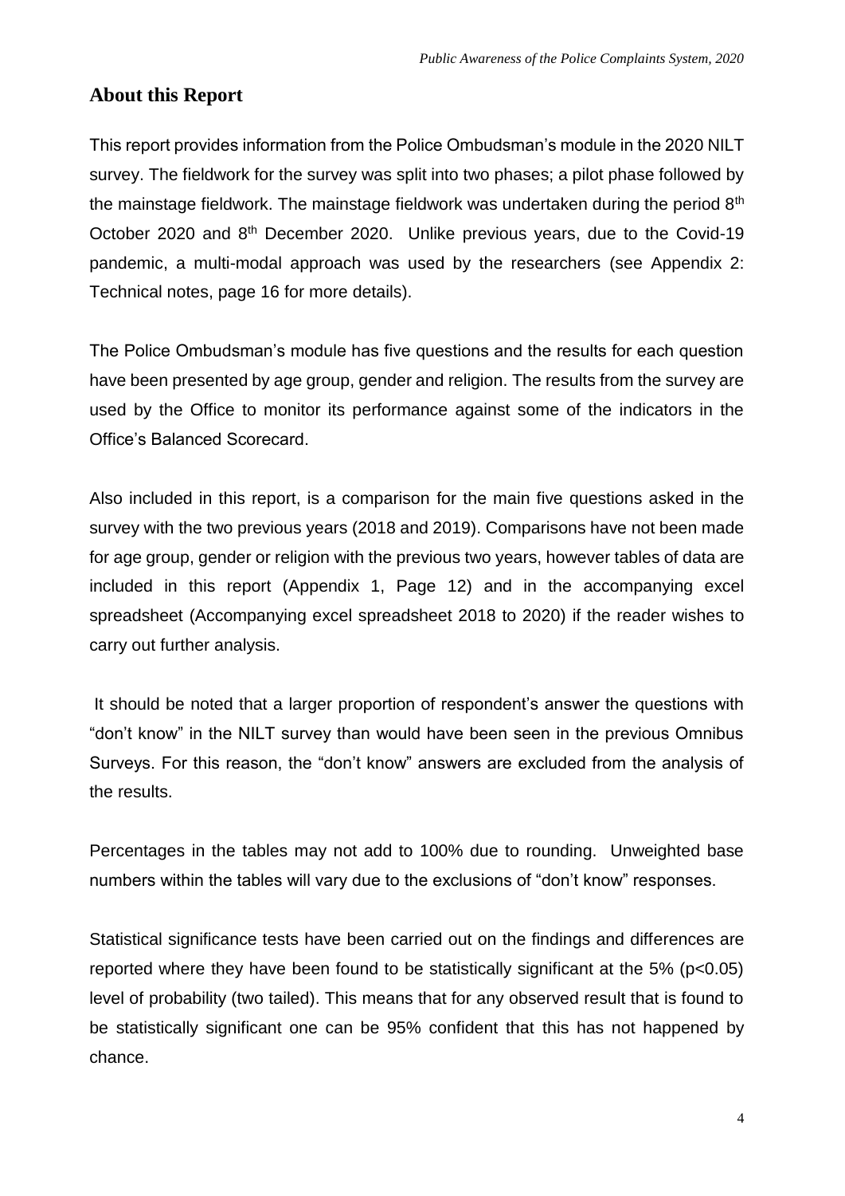## About this Report

This report provides information from the Police Ombudsman's module in the 2020 NILT survey. The fieldwork for the survey was split into two phases; a pilot phase followed by the mainstage fieldwork. The mainstage fieldwork was undertaken during the period 8th October 2020 and 8th December 2020. Unlike previous years, due to the Covid-19 pandemic, a multi-modal approach was used by the researchers (see Appendix 2: Technical notes, page 16 for more details).

The Police Ombudsman's module has five questions and the results for each question have been presented by age group, gender and religion. The results from the survey are used by the Office to monitor its performance against some of the indicators in the Office's Balanced Scorecard.

Also included in this report, is a comparison for the main five questions asked in the survey with the two previous years (2018 and 2019). Comparisons have not been made for age group, gender or religion with the previous two years, however tables of data are included in this report (Appendix 1, Page 12) and in the accompanying excel spreadsheet (Accompanying excel spreadsheet 2018 to 2020) if the reader wishes to carry out further analysis.

It should be noted that a larger proportion of respondent's answer the questions with "don't know" in the NILT survey than would have been seen in the previous Omnibus Surveys. For this reason, the "don't know" answers are excluded from the analysis of the results.

Percentages in the tables may not add to 100% due to rounding. Unweighted base numbers within the tables will vary due to the exclusions of "don't know" responses.

Statistical significance tests have been carried out on the findings and differences are reported where they have been found to be statistically significant at the 5% ($p<0.05$) level of probability (two tailed). This means that for any observed result that is found to be statistically significant one can be 95% confident that this has not happened by chance.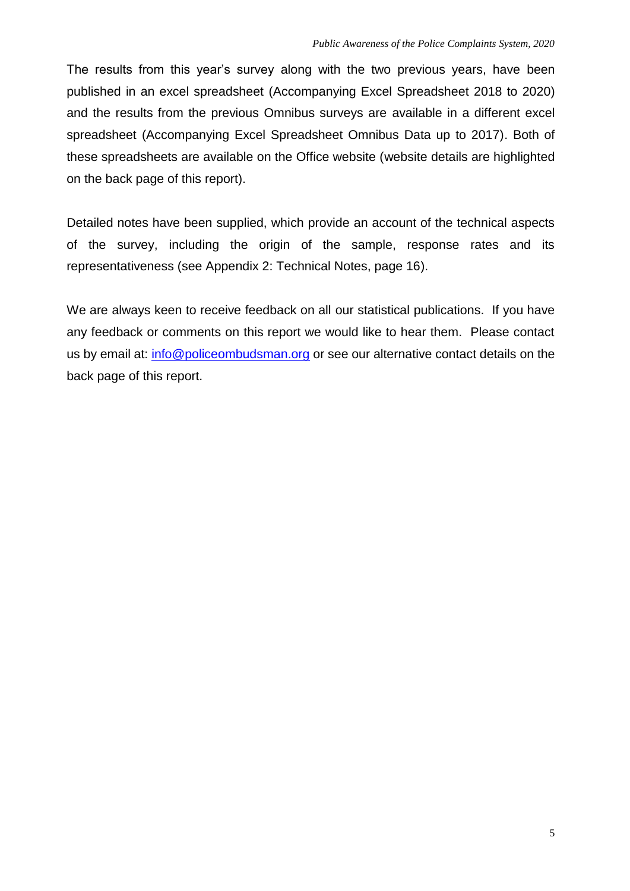The results from this year's survey along with the two previous years, have been published in an excel spreadsheet (Accompanying Excel Spreadsheet 2018 to 2020) and the results from the previous Omnibus surveys are available in a different excel spreadsheet (Accompanying Excel Spreadsheet Omnibus Data up to 2017). Both of these spreadsheets are available on the Office website (website details are highlighted on the back page of this report).

Detailed notes have been supplied, which provide an account of the technical aspects of the survey, including the origin of the sample, response rates and its representativeness (see Appendix 2: Technical Notes, page 16).

We are always keen to receive feedback on all our statistical publications. If you have any feedback or comments on this report we would like to hear them. Please contact us by email at: info@policeombudsman.org or see our alternative contact details on the back page of this report.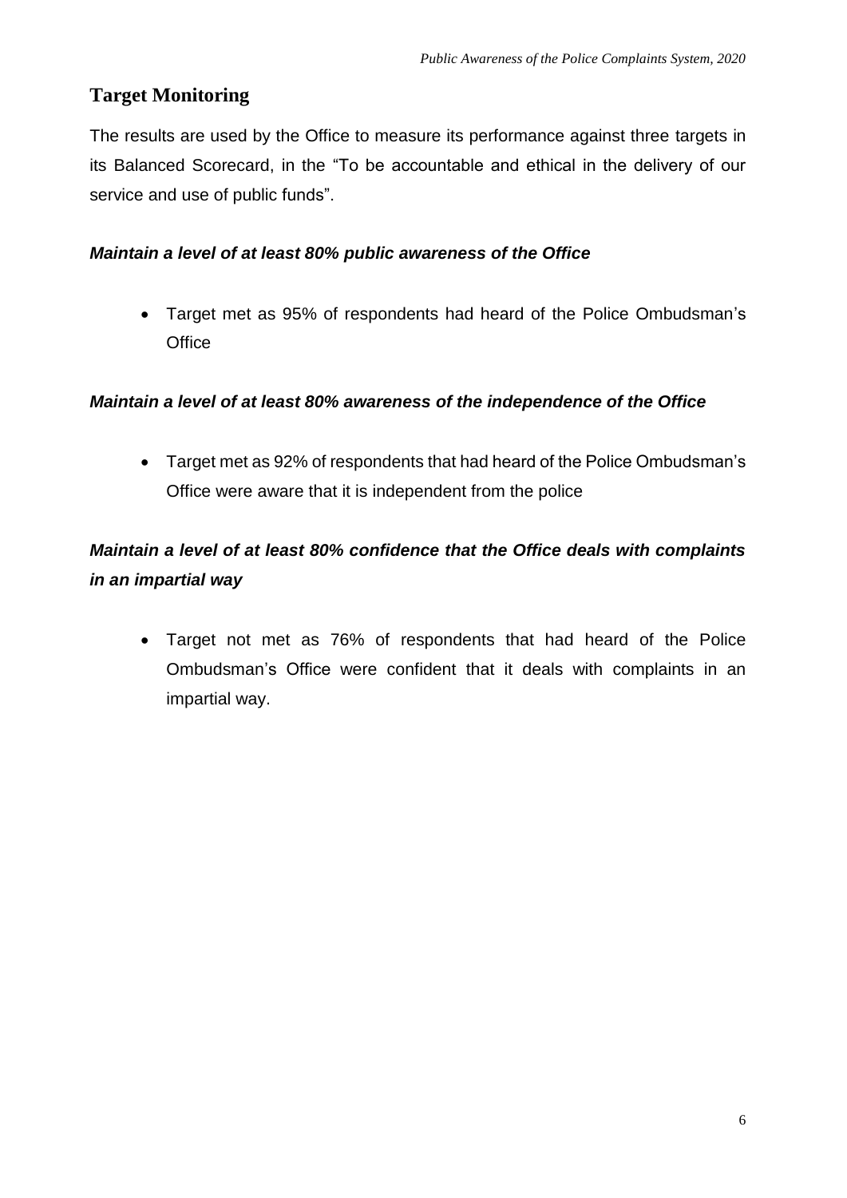## Target Monitoring

The results are used by the Office to measure its performance against three targets in its Balanced Scorecard, in the "To be accountable and ethical in the delivery of our service and use of public funds".

***Maintain a level of at least 80% public awareness of the Office***

- Target met as 95% of respondents had heard of the Police Ombudsman's Office

***Maintain a level of at least 80% awareness of the independence of the Office***

- Target met as 92% of respondents that had heard of the Police Ombudsman's Office were aware that it is independent from the police

***Maintain a level of at least 80% confidence that the Office deals with complaints in an impartial way***

- Target not met as 76% of respondents that had heard of the Police Ombudsman's Office were confident that it deals with complaints in an impartial way.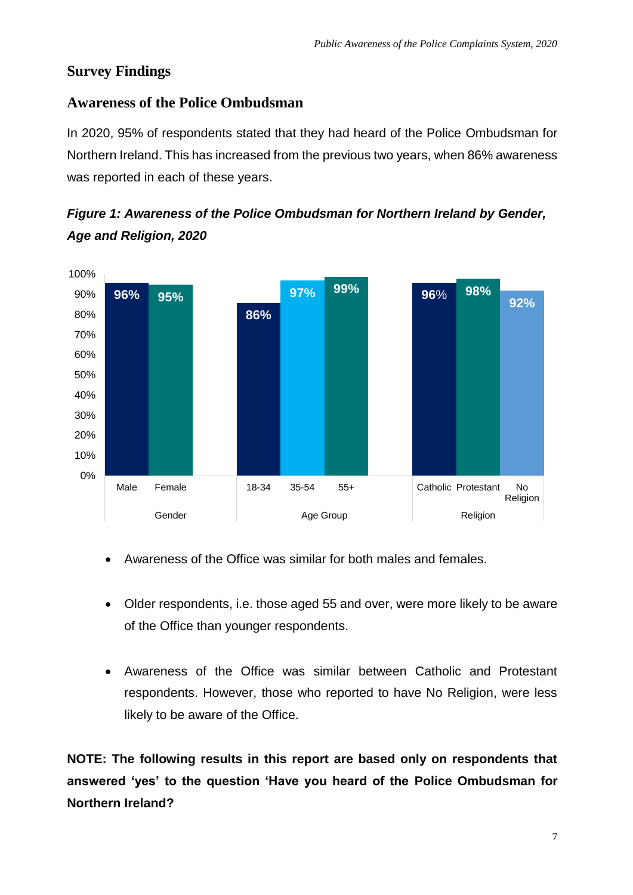## Survey Findings

### Awareness of the Police Ombudsman

In 2020, 95% of respondents stated that they had heard of the Police Ombudsman for Northern Ireland. This has increased from the previous two years, when 86% awareness was reported in each of these years.

***Figure 1: Awareness of the Police Ombudsman for Northern Ireland by Gender, Age and Religion, 2020***

| Category | Group | Awareness |
|---|---|---|
| Gender | Male | 96% |
| | Female | 95% |
| Age Group | 18-34 | 86% |
| | 35-54 | 97% |
| | 55+ | 99% |
| Religion | Catholic | 96% |
| | Protestant | 98% |
| | No Religion | 92% |

- Awareness of the Office was similar for both males and females.
- Older respondents, i.e. those aged 55 and over, were more likely to be aware of the Office than younger respondents.
- Awareness of the Office was similar between Catholic and Protestant respondents. However, those who reported to have No Religion, were less likely to be aware of the Office.

**NOTE: The following results in this report are based only on respondents that answered 'yes' to the question 'Have you heard of the Police Ombudsman for Northern Ireland?**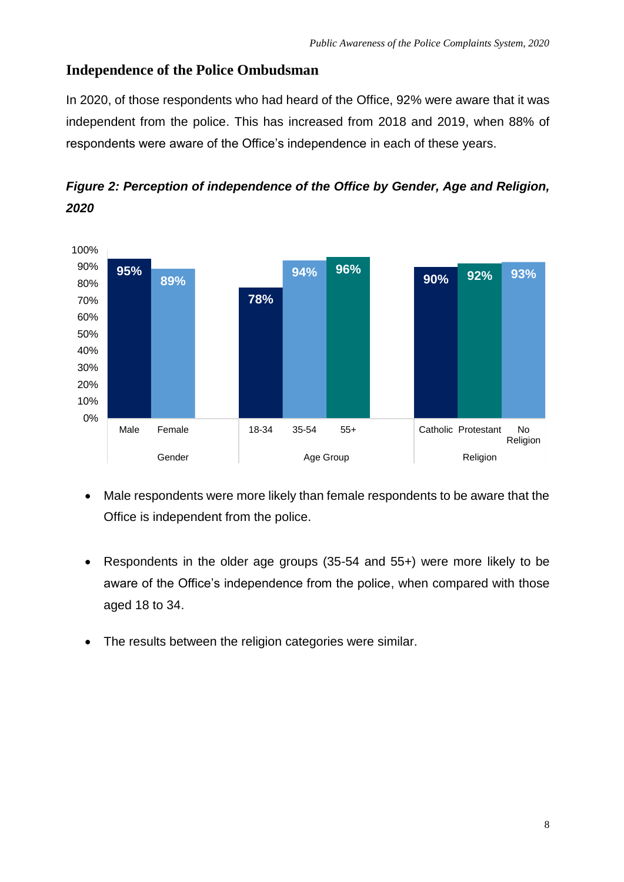## Independence of the Police Ombudsman

In 2020, of those respondents who had heard of the Office, 92% were aware that it was independent from the police. This has increased from 2018 and 2019, when 88% of respondents were aware of the Office's independence in each of these years.

***Figure 2: Perception of independence of the Office by Gender, Age and Religion, 2020***

| Category | Group | Percentage |
|---|---|---|
| Gender | Male | 95% |
| Gender | Female | 89% |
| Age Group | 18-34 | 78% |
| Age Group | 35-54 | 94% |
| Age Group | 55+ | 96% |
| Religion | Catholic | 90% |
| Religion | Protestant | 92% |
| Religion | No Religion | 93% |

- Male respondents were more likely than female respondents to be aware that the Office is independent from the police.

- Respondents in the older age groups (35-54 and 55+) were more likely to be aware of the Office's independence from the police, when compared with those aged 18 to 34.

- The results between the religion categories were similar.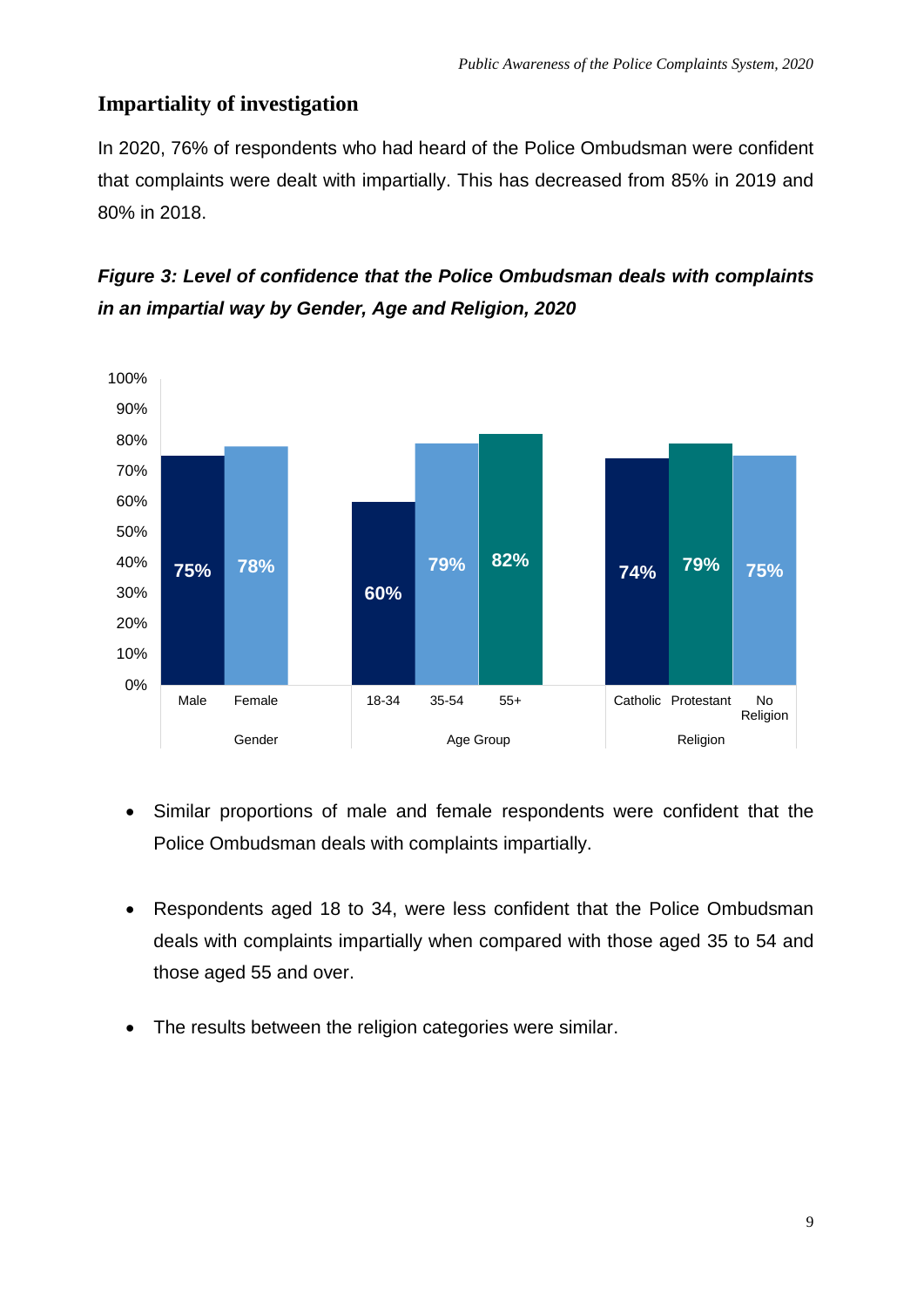## Impartiality of investigation

In 2020, 76% of respondents who had heard of the Police Ombudsman were confident that complaints were dealt with impartially. This has decreased from 85% in 2019 and 80% in 2018.

***Figure 3: Level of confidence that the Police Ombudsman deals with complaints in an impartial way by Gender, Age and Religion, 2020***

| Category | Group | Confident |
|---|---|---|
| Gender | Male | 75% |
| | Female | 78% |
| Age Group | 18-34 | 60% |
| | 35-54 | 79% |
| | 55+ | 82% |
| Religion | Catholic | 74% |
| | Protestant | 79% |
| | No Religion | 75% |

- Similar proportions of male and female respondents were confident that the Police Ombudsman deals with complaints impartially.
- Respondents aged 18 to 34, were less confident that the Police Ombudsman deals with complaints impartially when compared with those aged 35 to 54 and those aged 55 and over.
- The results between the religion categories were similar.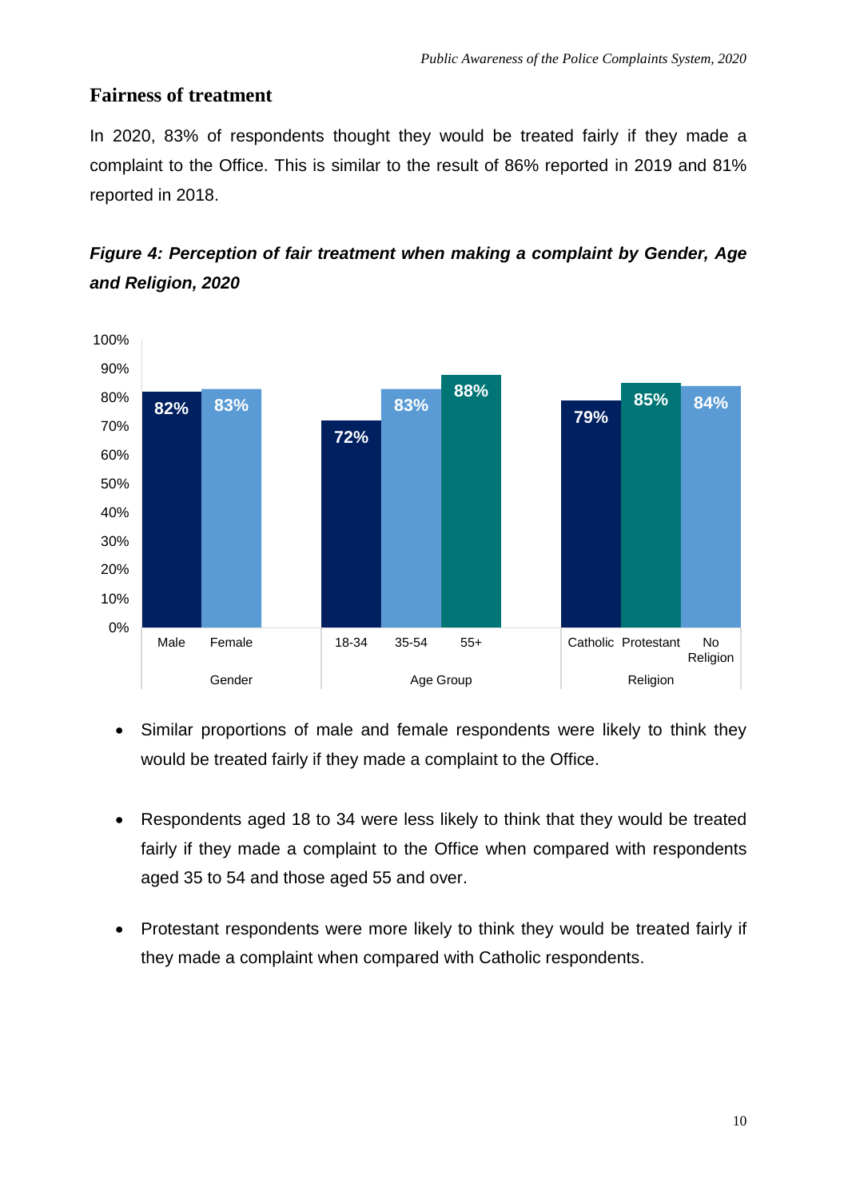## Fairness of treatment

In 2020, 83% of respondents thought they would be treated fairly if they made a complaint to the Office. This is similar to the result of 86% reported in 2019 and 81% reported in 2018.

***Figure 4: Perception of fair treatment when making a complaint by Gender, Age and Religion, 2020***

| Group | Category | Percentage |
|---|---|---|
| Gender | Male | 82% |
| Gender | Female | 83% |
| Age Group | 18-34 | 72% |
| Age Group | 35-54 | 83% |
| Age Group | 55+ | 88% |
| Religion | Catholic | 79% |
| Religion | Protestant | 85% |
| Religion | No Religion | 84% |

- Similar proportions of male and female respondents were likely to think they would be treated fairly if they made a complaint to the Office.

- Respondents aged 18 to 34 were less likely to think that they would be treated fairly if they made a complaint to the Office when compared with respondents aged 35 to 54 and those aged 55 and over.

- Protestant respondents were more likely to think they would be treated fairly if they made a complaint when compared with Catholic respondents.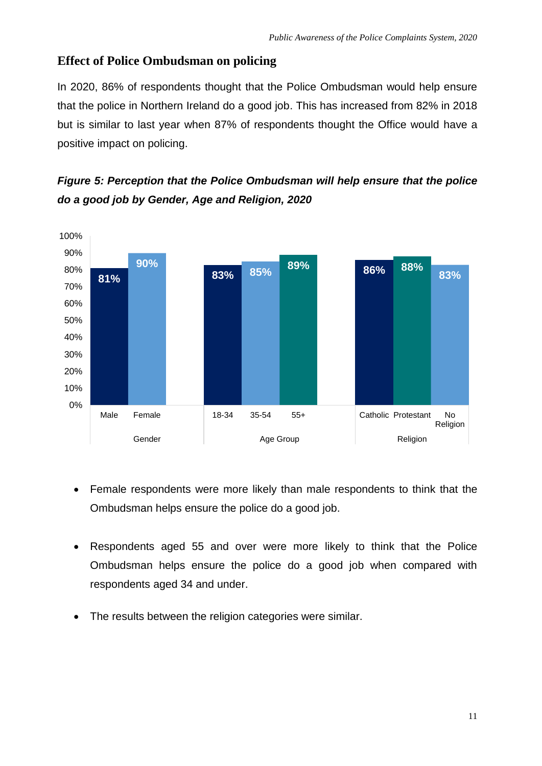## Effect of Police Ombudsman on policing

In 2020, 86% of respondents thought that the Police Ombudsman would help ensure that the police in Northern Ireland do a good job. This has increased from 82% in 2018 but is similar to last year when 87% of respondents thought the Office would have a positive impact on policing.

***Figure 5: Perception that the Police Ombudsman will help ensure that the police do a good job by Gender, Age and Religion, 2020***

| Category | Group | Percentage |
|---|---|---|
| Gender | Male | 81% |
| Gender | Female | 90% |
| Age Group | 18-34 | 83% |
| Age Group | 35-54 | 85% |
| Age Group | 55+ | 89% |
| Religion | Catholic | 86% |
| Religion | Protestant | 88% |
| Religion | No Religion | 83% |

- Female respondents were more likely than male respondents to think that the Ombudsman helps ensure the police do a good job.
- Respondents aged 55 and over were more likely to think that the Police Ombudsman helps ensure the police do a good job when compared with respondents aged 34 and under.
- The results between the religion categories were similar.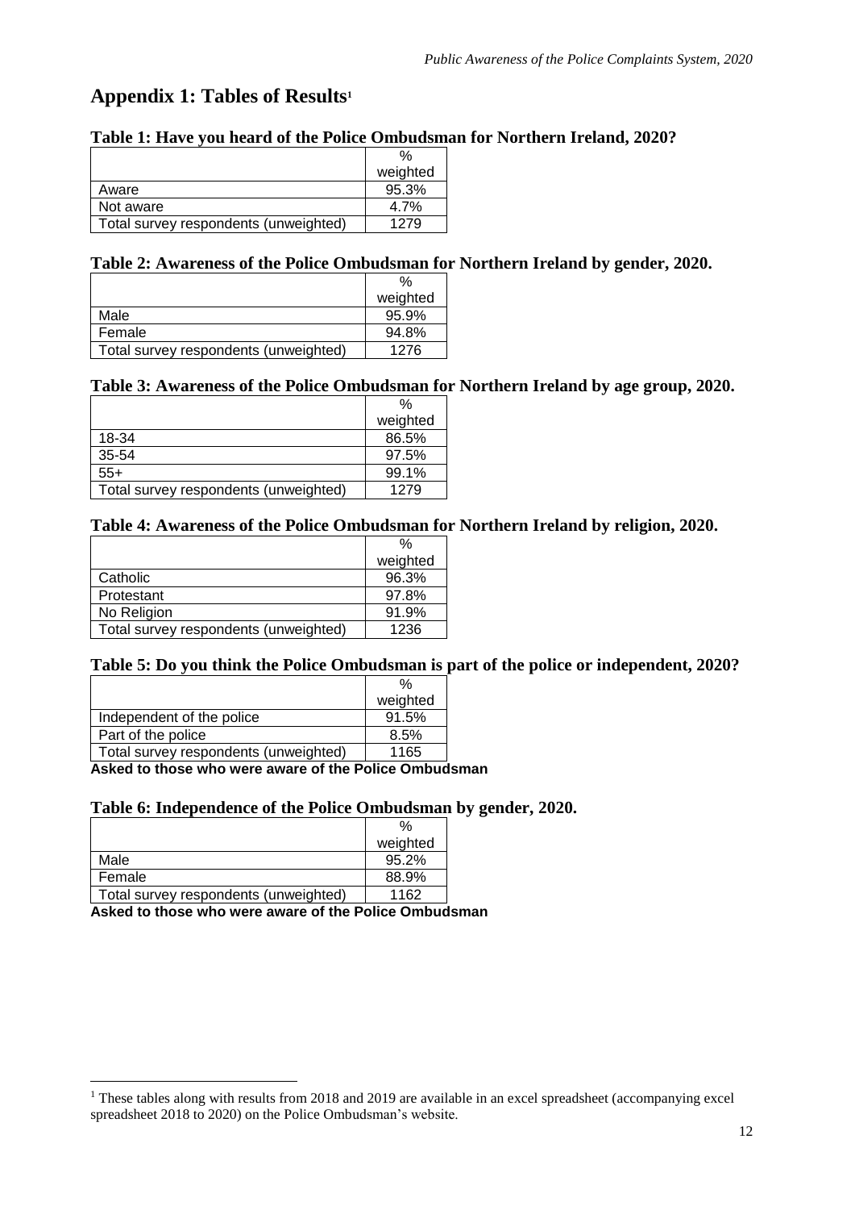## Appendix 1: Tables of Results[1]

### Table 1: Have you heard of the Police Ombudsman for Northern Ireland, 2020?

| | % weighted |
|---|---|
| Aware | 95.3% |
| Not aware | 4.7% |
| Total survey respondents (unweighted) | 1279 |

### Table 2: Awareness of the Police Ombudsman for Northern Ireland by gender, 2020.

| | % weighted |
|---|---|
| Male | 95.9% |
| Female | 94.8% |
| Total survey respondents (unweighted) | 1276 |

### Table 3: Awareness of the Police Ombudsman for Northern Ireland by age group, 2020.

| | % weighted |
|---|---|
| 18-34 | 86.5% |
| 35-54 | 97.5% |
| 55+ | 99.1% |
| Total survey respondents (unweighted) | 1279 |

### Table 4: Awareness of the Police Ombudsman for Northern Ireland by religion, 2020.

| | % weighted |
|---|---|
| Catholic | 96.3% |
| Protestant | 97.8% |
| No Religion | 91.9% |
| Total survey respondents (unweighted) | 1236 |

### Table 5: Do you think the Police Ombudsman is part of the police or independent, 2020?

| | % weighted |
|---|---|
| Independent of the police | 91.5% |
| Part of the police | 8.5% |
| Total survey respondents (unweighted) | 1165 |

**Asked to those who were aware of the Police Ombudsman**

### Table 6: Independence of the Police Ombudsman by gender, 2020.

| | % weighted |
|---|---|
| Male | 95.2% |
| Female | 88.9% |
| Total survey respondents (unweighted) | 1162 |

**Asked to those who were aware of the Police Ombudsman**

[1] These tables along with results from 2018 and 2019 are available in an excel spreadsheet (accompanying excel spreadsheet 2018 to 2020) on the Police Ombudsman's website.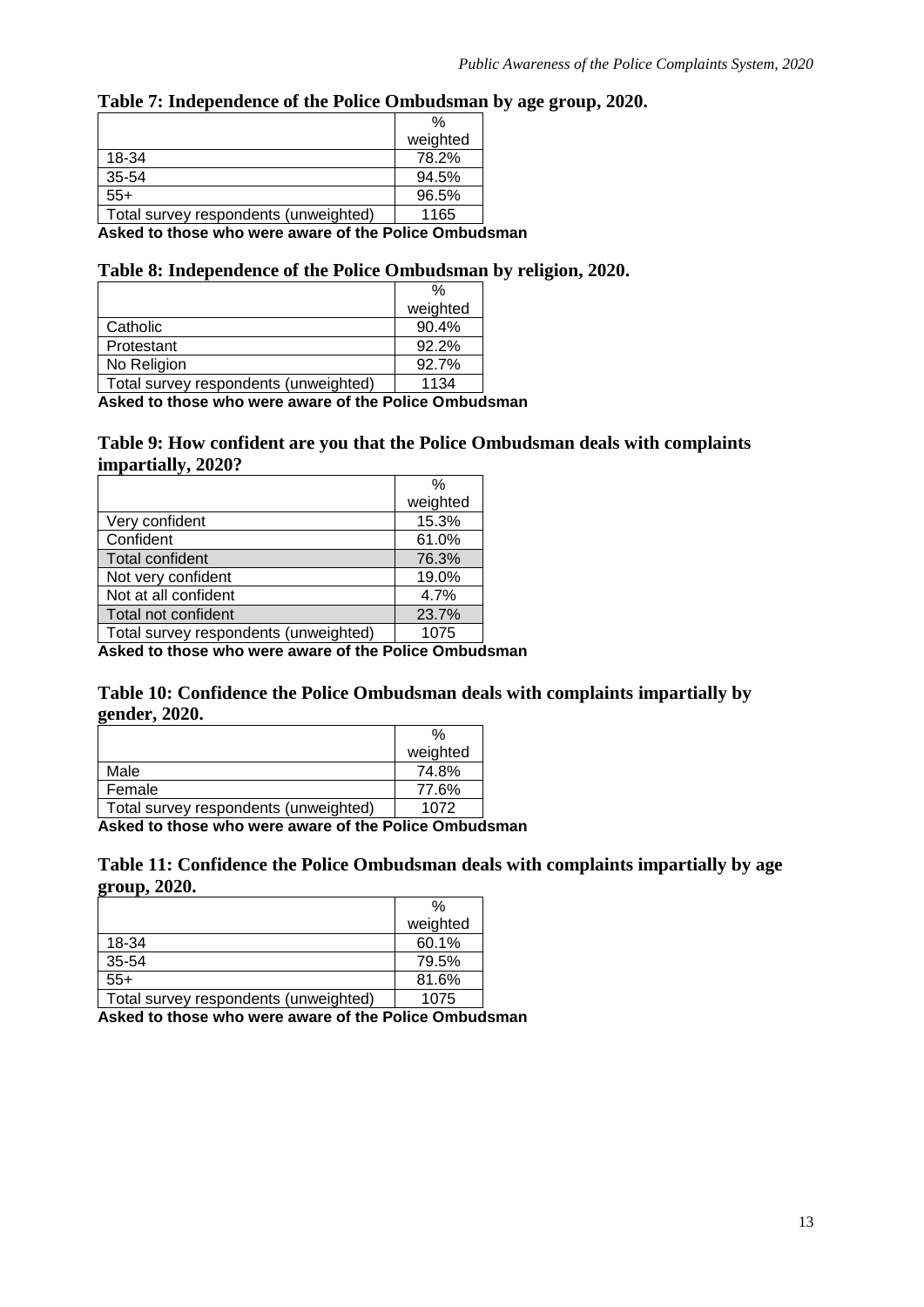**Table 7: Independence of the Police Ombudsman by age group, 2020.**

| | % weighted |
|---|---|
| 18-34 | 78.2% |
| 35-54 | 94.5% |
| 55+ | 96.5% |
| Total survey respondents (unweighted) | 1165 |

**Asked to those who were aware of the Police Ombudsman**

**Table 8: Independence of the Police Ombudsman by religion, 2020.**

| | % weighted |
|---|---|
| Catholic | 90.4% |
| Protestant | 92.2% |
| No Religion | 92.7% |
| Total survey respondents (unweighted) | 1134 |

**Asked to those who were aware of the Police Ombudsman**

**Table 9: How confident are you that the Police Ombudsman deals with complaints impartially, 2020?**

| | % weighted |
|---|---|
| Very confident | 15.3% |
| Confident | 61.0% |
| Total confident | 76.3% |
| Not very confident | 19.0% |
| Not at all confident | 4.7% |
| Total not confident | 23.7% |
| Total survey respondents (unweighted) | 1075 |

**Asked to those who were aware of the Police Ombudsman**

**Table 10: Confidence the Police Ombudsman deals with complaints impartially by gender, 2020.**

| | % weighted |
|---|---|
| Male | 74.8% |
| Female | 77.6% |
| Total survey respondents (unweighted) | 1072 |

**Asked to those who were aware of the Police Ombudsman**

**Table 11: Confidence the Police Ombudsman deals with complaints impartially by age group, 2020.**

| | % weighted |
|---|---|
| 18-34 | 60.1% |
| 35-54 | 79.5% |
| 55+ | 81.6% |
| Total survey respondents (unweighted) | 1075 |

**Asked to those who were aware of the Police Ombudsman**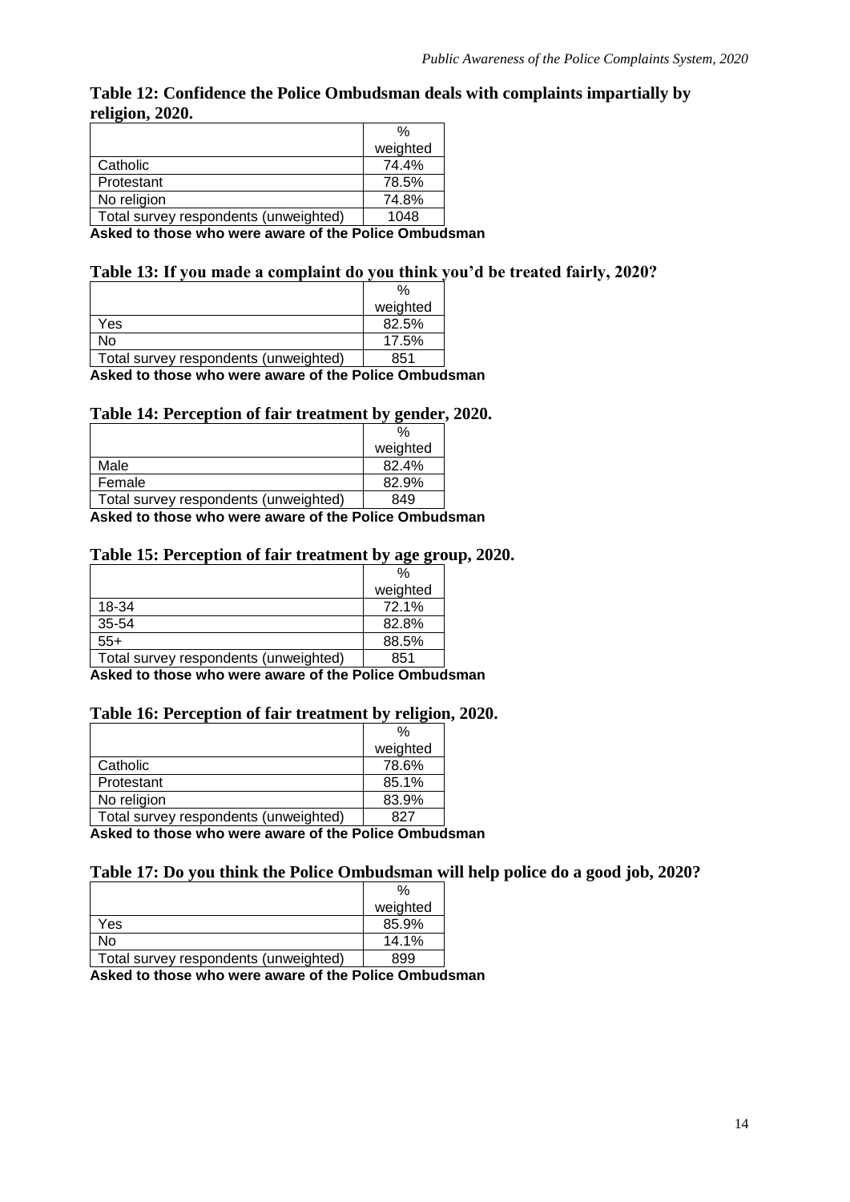**Table 12: Confidence the Police Ombudsman deals with complaints impartially by religion, 2020.**

| | % weighted |
|---|---|
| Catholic | 74.4% |
| Protestant | 78.5% |
| No religion | 74.8% |
| Total survey respondents (unweighted) | 1048 |

**Asked to those who were aware of the Police Ombudsman**

**Table 13: If you made a complaint do you think you'd be treated fairly, 2020?**

| | % weighted |
|---|---|
| Yes | 82.5% |
| No | 17.5% |
| Total survey respondents (unweighted) | 851 |

**Asked to those who were aware of the Police Ombudsman**

**Table 14: Perception of fair treatment by gender, 2020.**

| | % weighted |
|---|---|
| Male | 82.4% |
| Female | 82.9% |
| Total survey respondents (unweighted) | 849 |

**Asked to those who were aware of the Police Ombudsman**

**Table 15: Perception of fair treatment by age group, 2020.**

| | % weighted |
|---|---|
| 18-34 | 72.1% |
| 35-54 | 82.8% |
| 55+ | 88.5% |
| Total survey respondents (unweighted) | 851 |

**Asked to those who were aware of the Police Ombudsman**

**Table 16: Perception of fair treatment by religion, 2020.**

| | % weighted |
|---|---|
| Catholic | 78.6% |
| Protestant | 85.1% |
| No religion | 83.9% |
| Total survey respondents (unweighted) | 827 |

**Asked to those who were aware of the Police Ombudsman**

**Table 17: Do you think the Police Ombudsman will help police do a good job, 2020?**

| | % weighted |
|---|---|
| Yes | 85.9% |
| No | 14.1% |
| Total survey respondents (unweighted) | 899 |

**Asked to those who were aware of the Police Ombudsman**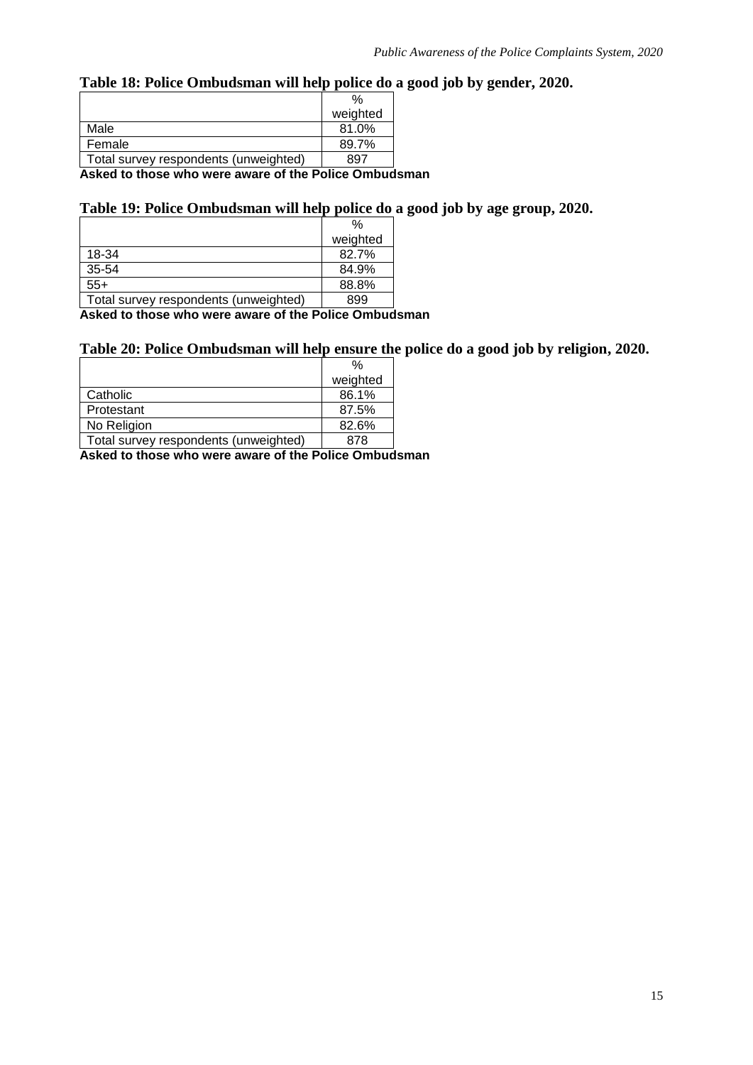### Table 18: Police Ombudsman will help police do a good job by gender, 2020.

| | % weighted |
|---|---|
| Male | 81.0% |
| Female | 89.7% |
| Total survey respondents (unweighted) | 897 |

**Asked to those who were aware of the Police Ombudsman**

### Table 19: Police Ombudsman will help police do a good job by age group, 2020.

| | % weighted |
|---|---|
| 18-34 | 82.7% |
| 35-54 | 84.9% |
| 55+ | 88.8% |
| Total survey respondents (unweighted) | 899 |

**Asked to those who were aware of the Police Ombudsman**

### Table 20: Police Ombudsman will help ensure the police do a good job by religion, 2020.

| | % weighted |
|---|---|
| Catholic | 86.1% |
| Protestant | 87.5% |
| No Religion | 82.6% |
| Total survey respondents (unweighted) | 878 |

**Asked to those who were aware of the Police Ombudsman**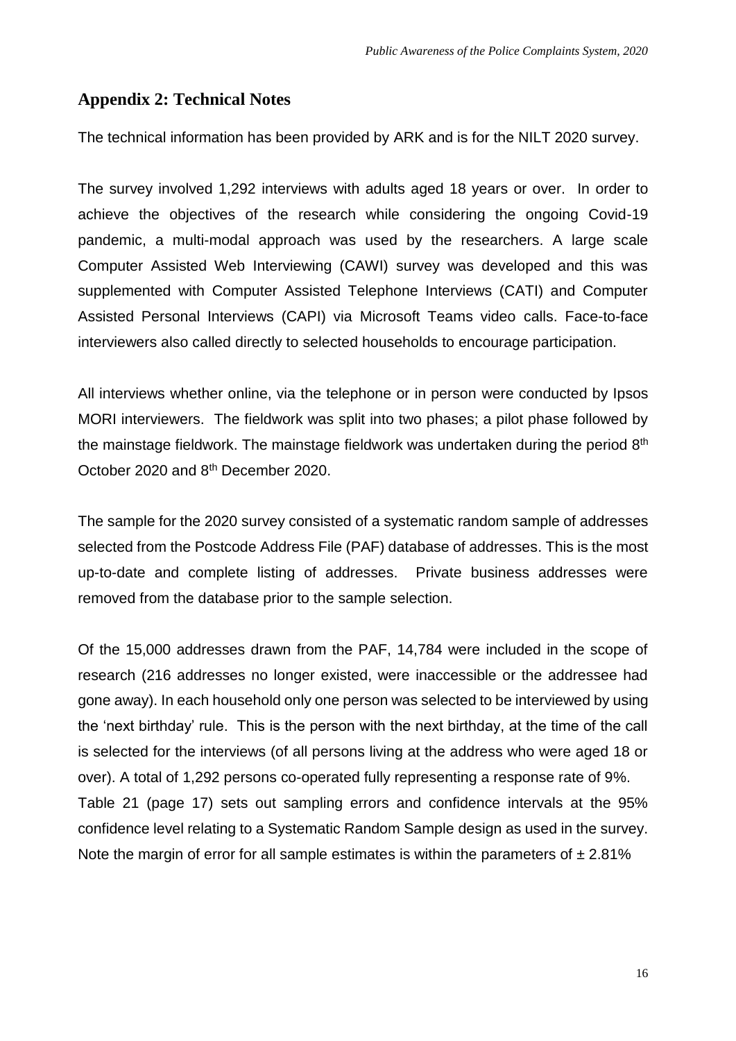## Appendix 2: Technical Notes

The technical information has been provided by ARK and is for the NILT 2020 survey.

The survey involved 1,292 interviews with adults aged 18 years or over. In order to achieve the objectives of the research while considering the ongoing Covid-19 pandemic, a multi-modal approach was used by the researchers. A large scale Computer Assisted Web Interviewing (CAWI) survey was developed and this was supplemented with Computer Assisted Telephone Interviews (CATI) and Computer Assisted Personal Interviews (CAPI) via Microsoft Teams video calls. Face-to-face interviewers also called directly to selected households to encourage participation.

All interviews whether online, via the telephone or in person were conducted by Ipsos MORI interviewers. The fieldwork was split into two phases; a pilot phase followed by the mainstage fieldwork. The mainstage fieldwork was undertaken during the period 8th October 2020 and 8th December 2020.

The sample for the 2020 survey consisted of a systematic random sample of addresses selected from the Postcode Address File (PAF) database of addresses. This is the most up-to-date and complete listing of addresses. Private business addresses were removed from the database prior to the sample selection.

Of the 15,000 addresses drawn from the PAF, 14,784 were included in the scope of research (216 addresses no longer existed, were inaccessible or the addressee had gone away). In each household only one person was selected to be interviewed by using the 'next birthday' rule. This is the person with the next birthday, at the time of the call is selected for the interviews (of all persons living at the address who were aged 18 or over). A total of 1,292 persons co-operated fully representing a response rate of 9%.
Table 21 (page 17) sets out sampling errors and confidence intervals at the 95% confidence level relating to a Systematic Random Sample design as used in the survey. Note the margin of error for all sample estimates is within the parameters of ± 2.81%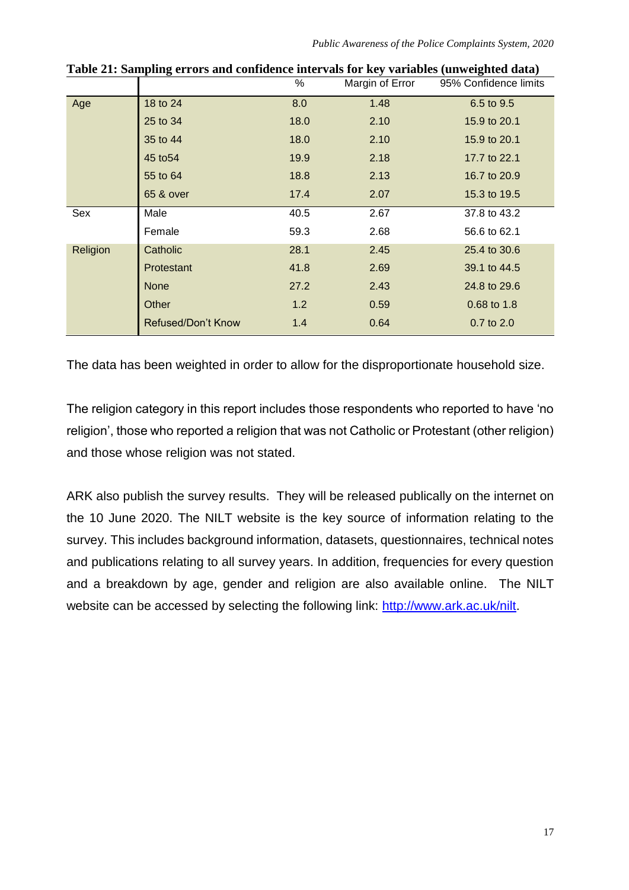**Table 21: Sampling errors and confidence intervals for key variables (unweighted data)**

| | | % | Margin of Error | 95% Confidence limits |
|---|---|---|---|---|
| Age | 18 to 24 | 8.0 | 1.48 | 6.5 to 9.5 |
| | 25 to 34 | 18.0 | 2.10 | 15.9 to 20.1 |
| | 35 to 44 | 18.0 | 2.10 | 15.9 to 20.1 |
| | 45 to54 | 19.9 | 2.18 | 17.7 to 22.1 |
| | 55 to 64 | 18.8 | 2.13 | 16.7 to 20.9 |
| | 65 & over | 17.4 | 2.07 | 15.3 to 19.5 |
| Sex | Male | 40.5 | 2.67 | 37.8 to 43.2 |
| | Female | 59.3 | 2.68 | 56.6 to 62.1 |
| Religion | Catholic | 28.1 | 2.45 | 25.4 to 30.6 |
| | Protestant | 41.8 | 2.69 | 39.1 to 44.5 |
| | None | 27.2 | 2.43 | 24.8 to 29.6 |
| | Other | 1.2 | 0.59 | 0.68 to 1.8 |
| | Refused/Don't Know | 1.4 | 0.64 | 0.7 to 2.0 |

The data has been weighted in order to allow for the disproportionate household size.

The religion category in this report includes those respondents who reported to have 'no religion', those who reported a religion that was not Catholic or Protestant (other religion) and those whose religion was not stated.

ARK also publish the survey results. They will be released publically on the internet on the 10 June 2020. The NILT website is the key source of information relating to the survey. This includes background information, datasets, questionnaires, technical notes and publications relating to all survey years. In addition, frequencies for every question and a breakdown by age, gender and religion are also available online. The NILT website can be accessed by selecting the following link: [http://www.ark.ac.uk/nilt](http://www.ark.ac.uk/nilt).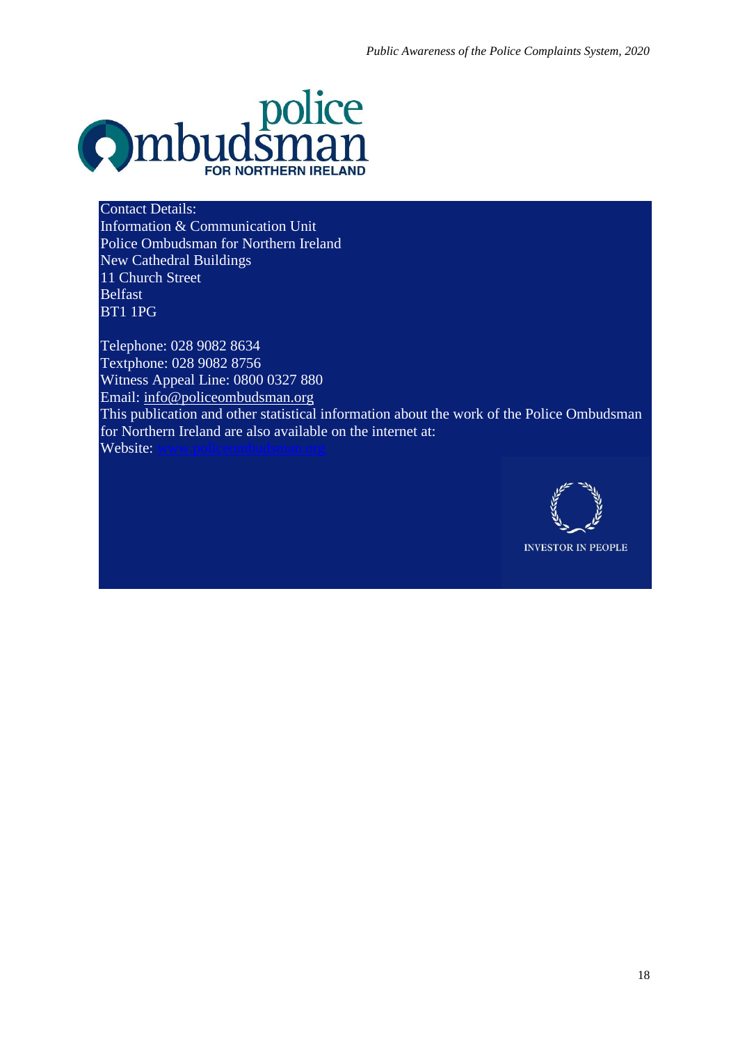Police Ombudsman FOR NORTHERN IRELAND

Contact Details:
Information & Communication Unit
Police Ombudsman for Northern Ireland
New Cathedral Buildings
11 Church Street
Belfast
BT1 1PG

Telephone: 028 9082 8634
Textphone: 028 9082 8756
Witness Appeal Line: 0800 0327 880
Email: info@policeombudsman.org
This publication and other statistical information about the work of the Police Ombudsman for Northern Ireland are also available on the internet at:
Website: www.policeombudsman.org

INVESTOR IN PEOPLE